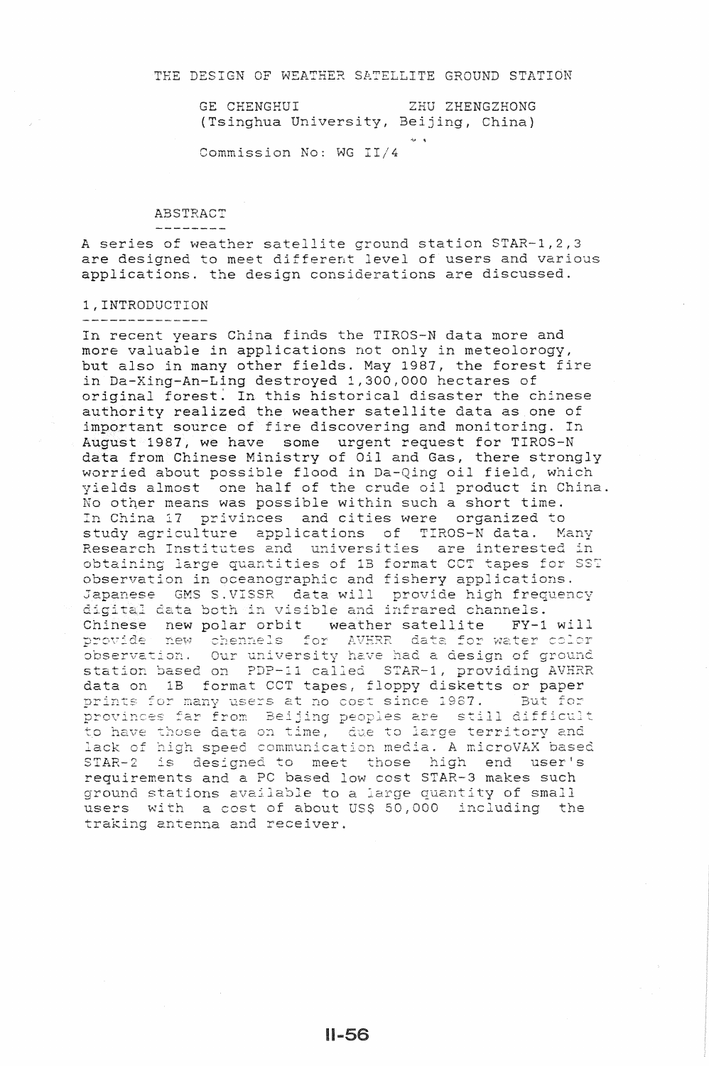# THE DESIGN OF WEATHER SATELLITE GROUND STATION

GE CHENGHUI ZHU ZHENGZHONG
(Tsinghua University, Beijing, China)

Commission No: WG II/4

## ABSTRACT

A series of weather satellite ground station STAR-1,2,3 are designed to meet different level of users and various applications. the design considerations are discussed.

## 1, INTRODUCTION

In recent years China finds the TIROS-N data more and more valuable in applications not only in meteolorogy, but also in many other fields. May 1987, the forest fire in Da-Xing-An-Ling destroyed 1,300,000 hectares of original forest. In this historical disaster the chinese authority realized the weather satellite data as one of important source of fire discovering and monitoring. In August 1987, we have some urgent request for TIROS-N data from Chinese Ministry of Oil and Gas, there strongly worried about possible flood in Da-Qing oil field, which yields almost one half of the crude oil product in China. No other means was possible within such a short time. In China 17 privinces and cities were organized to study agriculture applications of TIROS-N data. Many Research Institutes and universities are interested in obtaining large quantities of 1B format CCT tapes for SST observation in oceanographic and fishery applications. Japanese GMS S.VISSR data will provide high frequency digital data both in visible and infrared channels. Chinese new polar orbit weather satellite FY-1 will provide new chennels for AVHRR data for water color observation. Our university have had a design of ground station based on PDP-11 called STAR-1, providing AVHRR data on 1B format CCT tapes, floppy disketts or paper prints for many users at no cost since 1987. But for provinces far from Beijing peoples are still difficult to have those data on time, due to large territory and lack of high speed communication media. A microVAX based STAR-2 is designed to meet those high end user's requirements and a PC based low cost STAR-3 makes such ground stations available to a large quantity of small users with a cost of about US$ 50,000 including the traking antenna and receiver.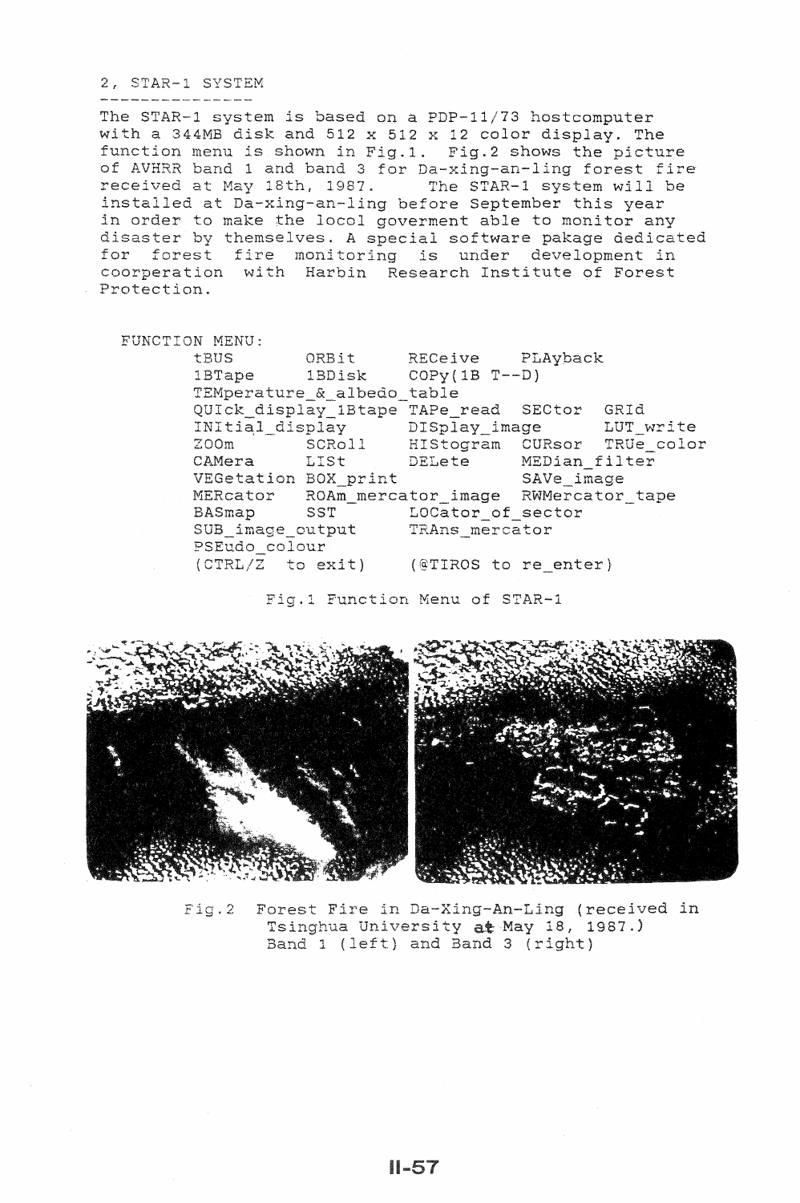## 2, STAR-1 SYSTEM

The STAR-1 system is based on a PDP-11/73 hostcomputer with a 344MB disk and 512 x 512 x 12 color display. The function menu is shown in Fig.1. Fig.2 shows the picture of AVHRR band 1 and band 3 for Da-xing-an-ling forest fire received at May 18th, 1987. The STAR-1 system will be installed at Da-xing-an-ling before September this year in order to make the locol goverment able to monitor any disaster by themselves. A special software pakage dedicated for forest fire monitoring is under development in coorperation with Harbin Research Institute of Forest Protection.

```
FUNCTION MENU:
       tBUS        ORBit       RECeive     PLAyback
       1BTape      1BDisk      COPy(1B T--D)
       TEMperature_&_albedo_table
       QUIck_display_1Btape TAPe_read  SECtor  GRId
       INItial_display     DISplay_image       LUT_write
       ZOOm        SCRoll      HIStogram  CURsor  TRUe_color
       CAMera      LISt        DELete      MEDian_filter
       VEGetation BOX_print               SAVe_image
       MERcator    ROAm_mercator_image  RWMercator_tape
       BASmap      SST         LOCator_of_sector
       SUB_image_output       TRAns_mercator
       PSEudo_colour
       (CTRL/Z  to exit)      (@TIROS to re_enter)
```

Fig.1 Function Menu of STAR-1

Fig.2 Forest Fire in Da-Xing-An-Ling (received in Tsinghua University at May 18, 1987.) Band 1 (left) and Band 3 (right)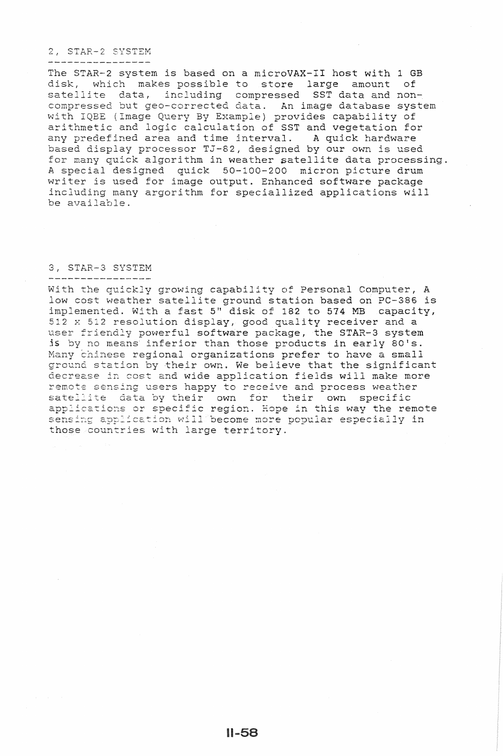## 2, STAR-2 SYSTEM

The STAR-2 system is based on a microVAX-II host with 1 GB disk, which makes possible to store large amount of satellite data, including compressed SST data and non-compressed but geo-corrected data. An image database system with IQBE (Image Query By Example) provides capability of arithmetic and logic calculation of SST and vegetation for any predefined area and time interval. A quick hardware based display processor TJ-82, designed by our own is used for many quick algorithm in weather satellite data processing. A special designed quick 50-100-200 micron picture drum writer is used for image output. Enhanced software package including many argorithm for speciallized applications will be available.

## 3, STAR-3 SYSTEM

With the quickly growing capability of Personal Computer, A low cost weather satellite ground station based on PC-386 is implemented. With a fast 5" disk of 182 to 574 MB capacity, 512 x 512 resolution display, good quality receiver and a user friendly powerful software package, the STAR-3 system is by no means inferior than those products in early 80's. Many chinese regional organizations prefer to have a small ground station by their own. We believe that the significant decrease in cost and wide application fields will make more remote sensing users happy to receive and process weather satellite data by their own for their own specific applications or specific region. Hope in this way the remote sensing application will become more popular especially in those countries with large territory.